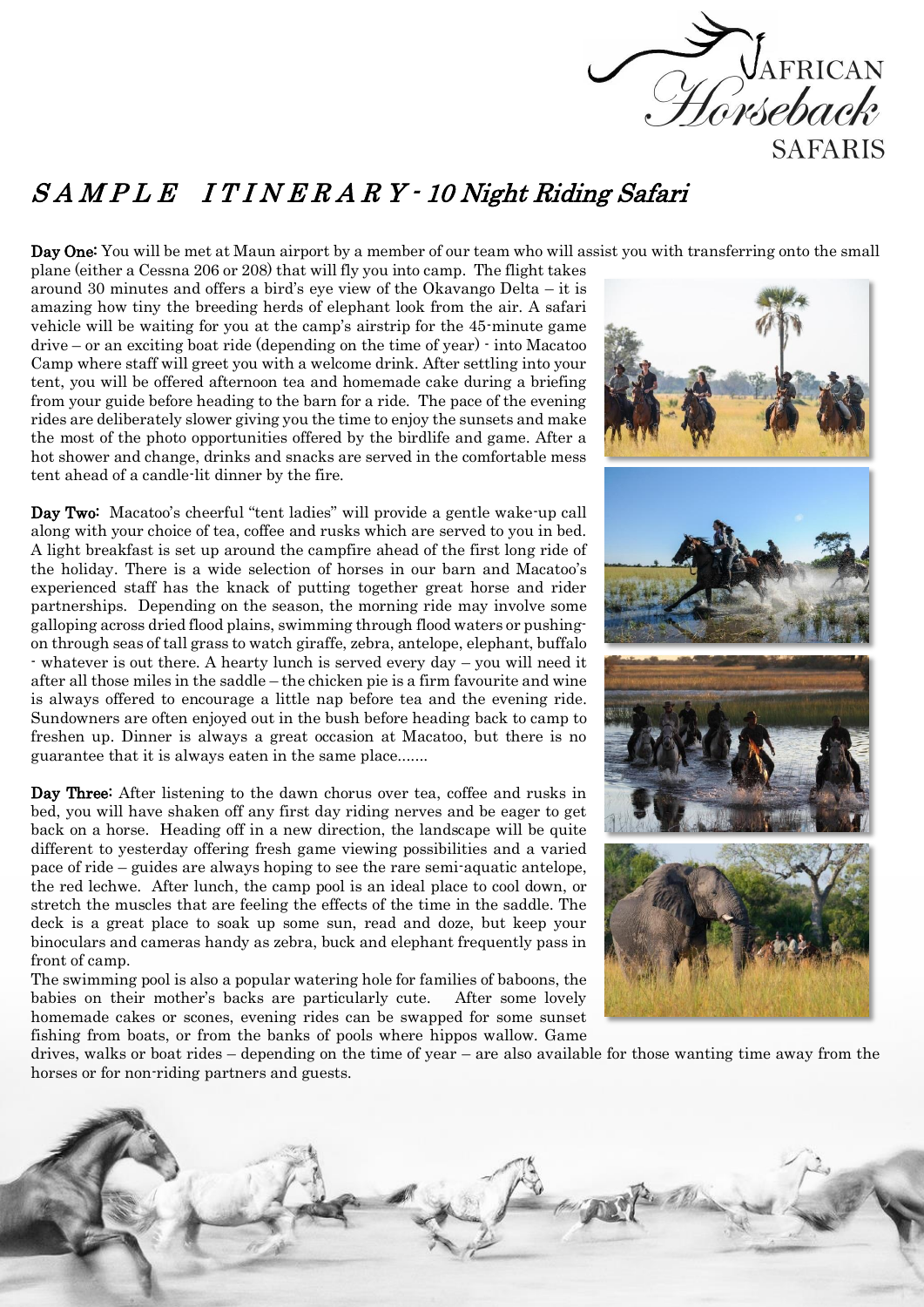# SAMPLE ITINERARY - 10 Night Riding Safari

**Day One:** You will be met at Maun airport by a member of our team who will assist you with transferring onto the small plane (either a Cessna 206 or 208) that will fly you into camp. The flight takes around 30 minutes and offers a bird's eye view of the Okavango Delta – it is amazing how tiny the breeding herds of elephant look from the air. A safari vehicle will be waiting for you at the camp's airstrip for the 45-minute game drive – or an exciting boat ride (depending on the time of year) - into Macatoo Camp where staff will greet you with a welcome drink. After settling into your tent, you will be offered afternoon tea and homemade cake during a briefing from your guide before heading to the barn for a ride. The pace of the evening rides are deliberately slower giving you the time to enjoy the sunsets and make the most of the photo opportunities offered by the birdlife and game. After a hot shower and change, drinks and snacks are served in the comfortable mess tent ahead of a candle-lit dinner by the fire.

**Day Two:** Macatoo's cheerful "tent ladies" will provide a gentle wake-up call along with your choice of tea, coffee and rusks which are served to you in bed. A light breakfast is set up around the campfire ahead of the first long ride of the holiday. There is a wide selection of horses in our barn and Macatoo's experienced staff has the knack of putting together great horse and rider partnerships. Depending on the season, the morning ride may involve some galloping across dried flood plains, swimming through flood waters or pushing-on through seas of tall grass to watch giraffe, zebra, antelope, elephant, buffalo - whatever is out there. A hearty lunch is served every day – you will need it after all those miles in the saddle – the chicken pie is a firm favourite and wine is always offered to encourage a little nap before tea and the evening ride. Sundowners are often enjoyed out in the bush before heading back to camp to freshen up. Dinner is always a great occasion at Macatoo, but there is no guarantee that it is always eaten in the same place.......

**Day Three:** After listening to the dawn chorus over tea, coffee and rusks in bed, you will have shaken off any first day riding nerves and be eager to get back on a horse. Heading off in a new direction, the landscape will be quite different to yesterday offering fresh game viewing possibilities and a varied pace of ride – guides are always hoping to see the rare semi-aquatic antelope, the red lechwe. After lunch, the camp pool is an ideal place to cool down, or stretch the muscles that are feeling the effects of the time in the saddle. The deck is a great place to soak up some sun, read and doze, but keep your binoculars and cameras handy as zebra, buck and elephant frequently pass in front of camp.

The swimming pool is also a popular watering hole for families of baboons, the babies on their mother's backs are particularly cute. After some lovely homemade cakes or scones, evening rides can be swapped for some sunset fishing from boats, or from the banks of pools where hippos wallow. Game drives, walks or boat rides – depending on the time of year – are also available for those wanting time away from the horses or for non-riding partners and guests.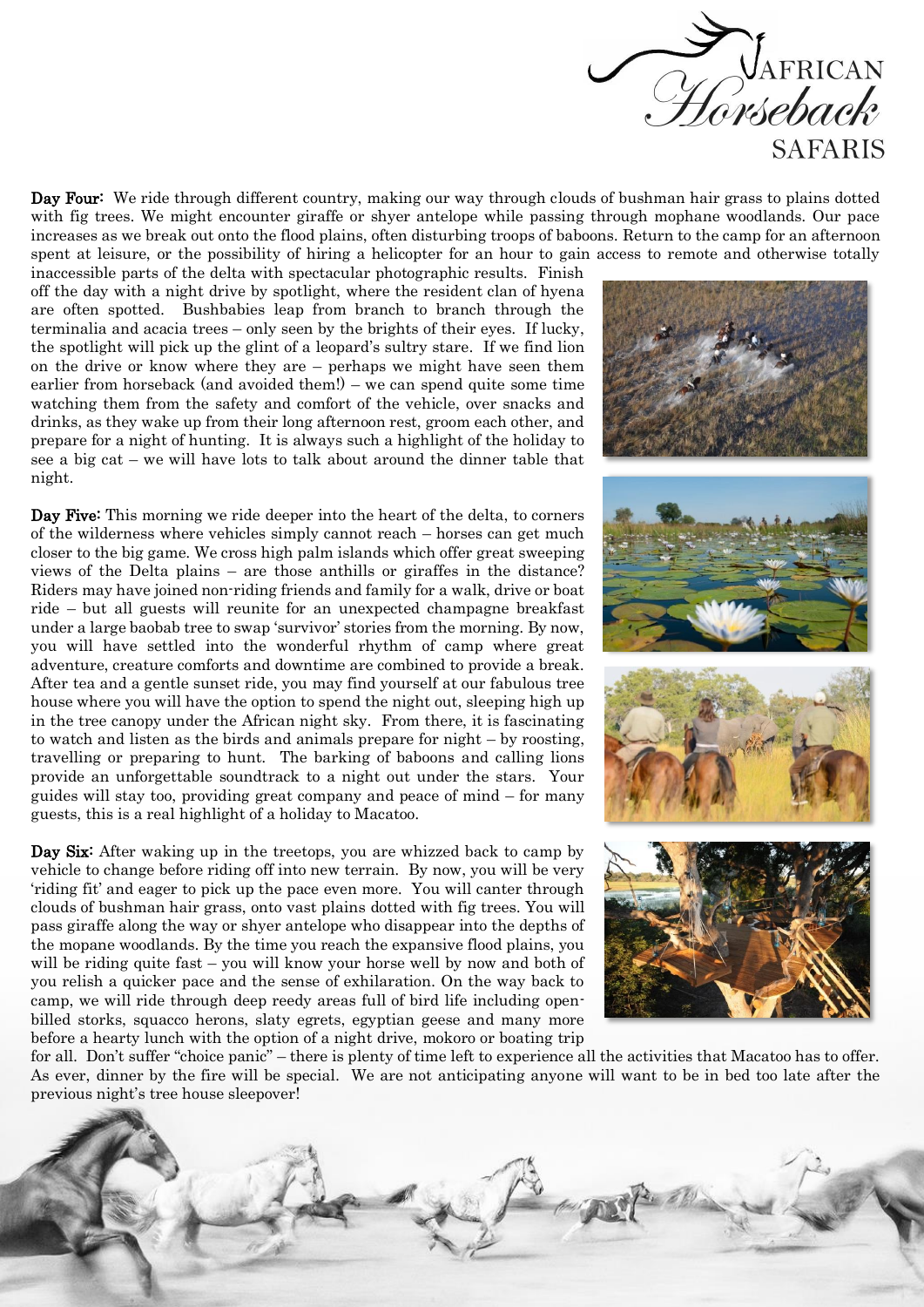**Day Four:** We ride through different country, making our way through clouds of bushman hair grass to plains dotted with fig trees. We might encounter giraffe or shyer antelope while passing through mophane woodlands. Our pace increases as we break out onto the flood plains, often disturbing troops of baboons. Return to the camp for an afternoon spent at leisure, or the possibility of hiring a helicopter for an hour to gain access to remote and otherwise totally inaccessible parts of the delta with spectacular photographic results. Finish off the day with a night drive by spotlight, where the resident clan of hyena are often spotted. Bushbabies leap from branch to branch through the terminalia and acacia trees – only seen by the brights of their eyes. If lucky, the spotlight will pick up the glint of a leopard's sultry stare. If we find lion on the drive or know where they are – perhaps we might have seen them earlier from horseback (and avoided them!) – we can spend quite some time watching them from the safety and comfort of the vehicle, over snacks and drinks, as they wake up from their long afternoon rest, groom each other, and prepare for a night of hunting. It is always such a highlight of the holiday to see a big cat – we will have lots to talk about around the dinner table that night.

**Day Five:** This morning we ride deeper into the heart of the delta, to corners of the wilderness where vehicles simply cannot reach – horses can get much closer to the big game. We cross high palm islands which offer great sweeping views of the Delta plains – are those anthills or giraffes in the distance? Riders may have joined non-riding friends and family for a walk, drive or boat ride – but all guests will reunite for an unexpected champagne breakfast under a large baobab tree to swap 'survivor' stories from the morning. By now, you will have settled into the wonderful rhythm of camp where great adventure, creature comforts and downtime are combined to provide a break. After tea and a gentle sunset ride, you may find yourself at our fabulous tree house where you will have the option to spend the night out, sleeping high up in the tree canopy under the African night sky. From there, it is fascinating to watch and listen as the birds and animals prepare for night – by roosting, travelling or preparing to hunt. The barking of baboons and calling lions provide an unforgettable soundtrack to a night out under the stars. Your guides will stay too, providing great company and peace of mind – for many guests, this is a real highlight of a holiday to Macatoo.

**Day Six:** After waking up in the treetops, you are whizzed back to camp by vehicle to change before riding off into new terrain. By now, you will be very 'riding fit' and eager to pick up the pace even more. You will canter through clouds of bushman hair grass, onto vast plains dotted with fig trees. You will pass giraffe along the way or shyer antelope who disappear into the depths of the mopane woodlands. By the time you reach the expansive flood plains, you will be riding quite fast – you will know your horse well by now and both of you relish a quicker pace and the sense of exhilaration. On the way back to camp, we will ride through deep reedy areas full of bird life including open-billed storks, squacco herons, slaty egrets, egyptian geese and many more before a hearty lunch with the option of a night drive, mokoro or boating trip for all. Don't suffer "choice panic" – there is plenty of time left to experience all the activities that Macatoo has to offer. As ever, dinner by the fire will be special. We are not anticipating anyone will want to be in bed too late after the previous night's tree house sleepover!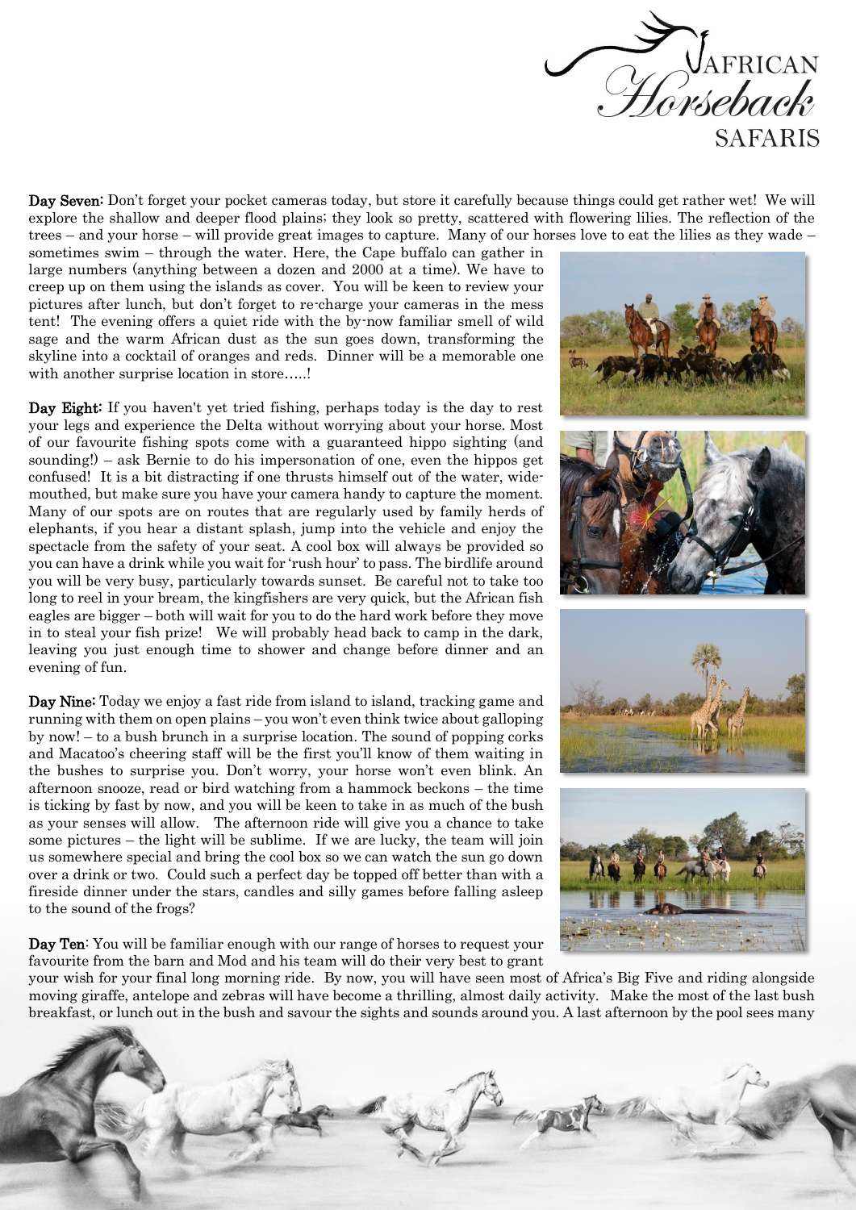**Day Seven:** Don't forget your pocket cameras today, but store it carefully because things could get rather wet! We will explore the shallow and deeper flood plains; they look so pretty, scattered with flowering lilies. The reflection of the trees – and your horse – will provide great images to capture. Many of our horses love to eat the lilies as they wade – sometimes swim – through the water. Here, the Cape buffalo can gather in large numbers (anything between a dozen and 2000 at a time). We have to creep up on them using the islands as cover. You will be keen to review your pictures after lunch, but don't forget to re-charge your cameras in the mess tent! The evening offers a quiet ride with the by-now familiar smell of wild sage and the warm African dust as the sun goes down, transforming the skyline into a cocktail of oranges and reds. Dinner will be a memorable one with another surprise location in store…..!

**Day Eight:** If you haven't yet tried fishing, perhaps today is the day to rest your legs and experience the Delta without worrying about your horse. Most of our favourite fishing spots come with a guaranteed hippo sighting (and sounding!) – ask Bernie to do his impersonation of one, even the hippos get confused! It is a bit distracting if one thrusts himself out of the water, wide-mouthed, but make sure you have your camera handy to capture the moment. Many of our spots are on routes that are regularly used by family herds of elephants, if you hear a distant splash, jump into the vehicle and enjoy the spectacle from the safety of your seat. A cool box will always be provided so you can have a drink while you wait for 'rush hour' to pass. The birdlife around you will be very busy, particularly towards sunset. Be careful not to take too long to reel in your bream, the kingfishers are very quick, but the African fish eagles are bigger – both will wait for you to do the hard work before they move in to steal your fish prize! We will probably head back to camp in the dark, leaving you just enough time to shower and change before dinner and an evening of fun.

**Day Nine:** Today we enjoy a fast ride from island to island, tracking game and running with them on open plains – you won't even think twice about galloping by now! – to a bush brunch in a surprise location. The sound of popping corks and Macatoo's cheering staff will be the first you'll know of them waiting in the bushes to surprise you. Don't worry, your horse won't even blink. An afternoon snooze, read or bird watching from a hammock beckons – the time is ticking by fast by now, and you will be keen to take in as much of the bush as your senses will allow. The afternoon ride will give you a chance to take some pictures – the light will be sublime. If we are lucky, the team will join us somewhere special and bring the cool box so we can watch the sun go down over a drink or two. Could such a perfect day be topped off better than with a fireside dinner under the stars, candles and silly games before falling asleep to the sound of the frogs?

**Day Ten**: You will be familiar enough with our range of horses to request your favourite from the barn and Mod and his team will do their very best to grant your wish for your final long morning ride. By now, you will have seen most of Africa's Big Five and riding alongside moving giraffe, antelope and zebras will have become a thrilling, almost daily activity. Make the most of the last bush breakfast, or lunch out in the bush and savour the sights and sounds around you. A last afternoon by the pool sees many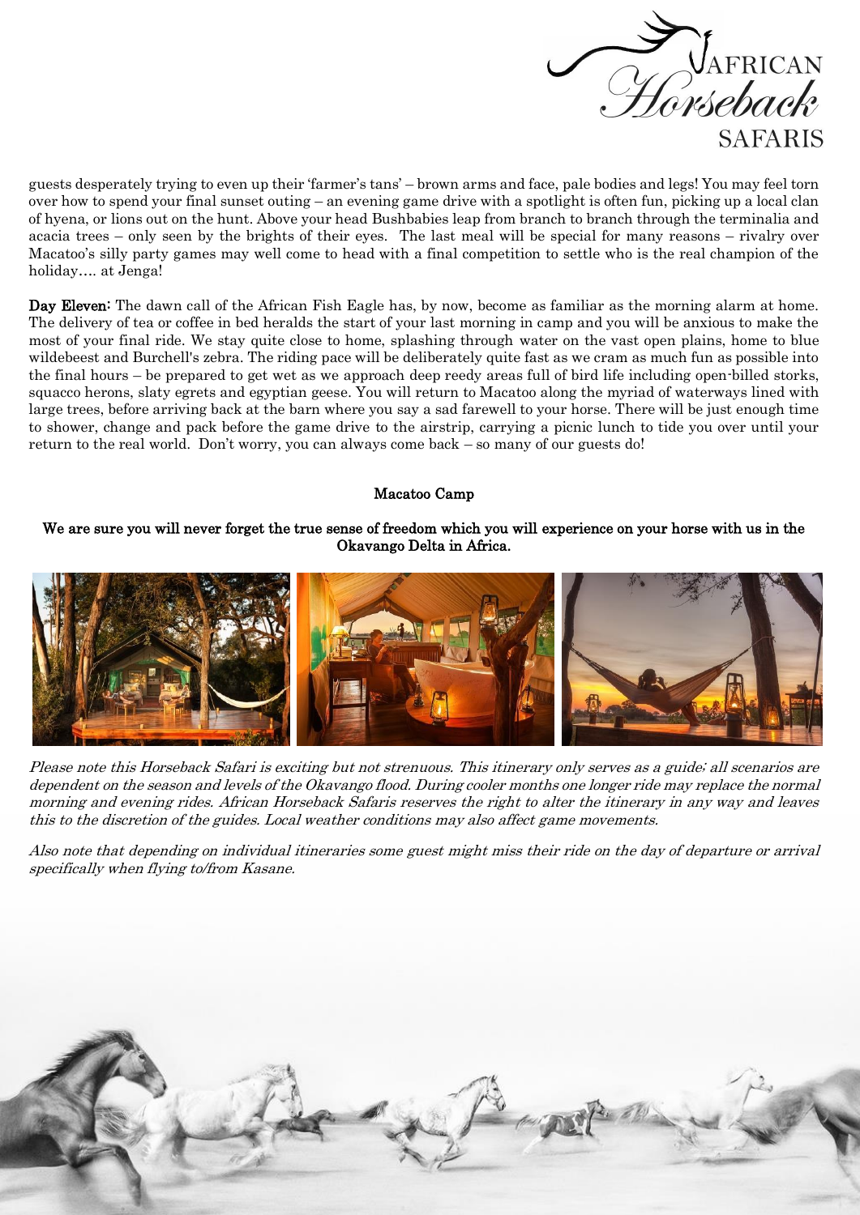guests desperately trying to even up their 'farmer's tans' – brown arms and face, pale bodies and legs! You may feel torn over how to spend your final sunset outing – an evening game drive with a spotlight is often fun, picking up a local clan of hyena, or lions out on the hunt. Above your head Bushbabies leap from branch to branch through the terminalia and acacia trees – only seen by the brights of their eyes. The last meal will be special for many reasons – rivalry over Macatoo's silly party games may well come to head with a final competition to settle who is the real champion of the holiday…. at Jenga!

**Day Eleven:** The dawn call of the African Fish Eagle has, by now, become as familiar as the morning alarm at home. The delivery of tea or coffee in bed heralds the start of your last morning in camp and you will be anxious to make the most of your final ride. We stay quite close to home, splashing through water on the vast open plains, home to blue wildebeest and Burchell's zebra. The riding pace will be deliberately quite fast as we cram as much fun as possible into the final hours – be prepared to get wet as we approach deep reedy areas full of bird life including open-billed storks, squacco herons, slaty egrets and egyptian geese. You will return to Macatoo along the myriad of waterways lined with large trees, before arriving back at the barn where you say a sad farewell to your horse. There will be just enough time to shower, change and pack before the game drive to the airstrip, carrying a picnic lunch to tide you over until your return to the real world. Don't worry, you can always come back – so many of our guests do!

**Macatoo Camp**

**We are sure you will never forget the true sense of freedom which you will experience on your horse with us in the Okavango Delta in Africa.**

*Please note this Horseback Safari is exciting but not strenuous. This itinerary only serves as a guide; all scenarios are dependent on the season and levels of the Okavango flood. During cooler months one longer ride may replace the normal morning and evening rides. African Horseback Safaris reserves the right to alter the itinerary in any way and leaves this to the discretion of the guides. Local weather conditions may also affect game movements.*

*Also note that depending on individual itineraries some guest might miss their ride on the day of departure or arrival specifically when flying to/from Kasane.*